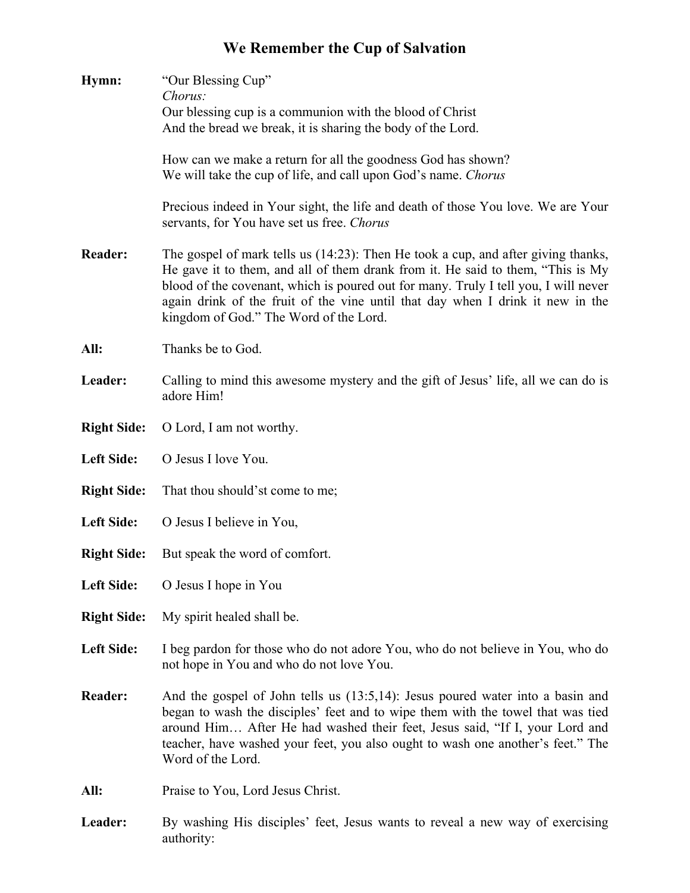# We Remember the Cup of Salvation

**Hymn:** "Our Blessing Cup"
*Chorus:*
Our blessing cup is a communion with the blood of Christ
And the bread we break, it is sharing the body of the Lord.

How can we make a return for all the goodness God has shown?
We will take the cup of life, and call upon God's name. *Chorus*

Precious indeed in Your sight, the life and death of those You love. We are Your servants, for You have set us free. *Chorus*

**Reader:** The gospel of mark tells us (14:23): Then He took a cup, and after giving thanks, He gave it to them, and all of them drank from it. He said to them, "This is My blood of the covenant, which is poured out for many. Truly I tell you, I will never again drink of the fruit of the vine until that day when I drink it new in the kingdom of God." The Word of the Lord.

**All:** Thanks be to God.

**Leader:** Calling to mind this awesome mystery and the gift of Jesus' life, all we can do is adore Him!

**Right Side:** O Lord, I am not worthy.

**Left Side:** O Jesus I love You.

**Right Side:** That thou should'st come to me;

**Left Side:** O Jesus I believe in You,

**Right Side:** But speak the word of comfort.

**Left Side:** O Jesus I hope in You

**Right Side:** My spirit healed shall be.

**Left Side:** I beg pardon for those who do not adore You, who do not believe in You, who do not hope in You and who do not love You.

**Reader:** And the gospel of John tells us (13:5,14): Jesus poured water into a basin and began to wash the disciples' feet and to wipe them with the towel that was tied around Him… After He had washed their feet, Jesus said, "If I, your Lord and teacher, have washed your feet, you also ought to wash one another's feet." The Word of the Lord.

**All:** Praise to You, Lord Jesus Christ.

**Leader:** By washing His disciples' feet, Jesus wants to reveal a new way of exercising authority: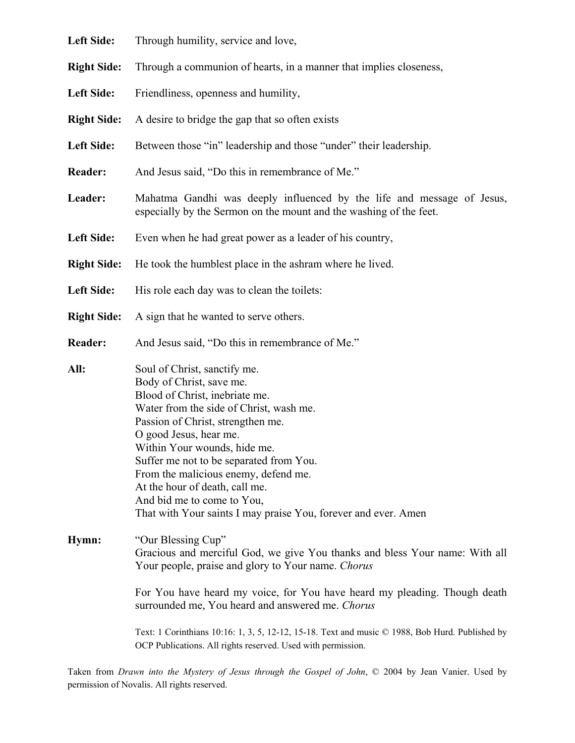**Left Side:** Through humility, service and love,

**Right Side:** Through a communion of hearts, in a manner that implies closeness,

**Left Side:** Friendliness, openness and humility,

**Right Side:** A desire to bridge the gap that so often exists

**Left Side:** Between those "in" leadership and those "under" their leadership.

**Reader:** And Jesus said, "Do this in remembrance of Me."

**Leader:** Mahatma Gandhi was deeply influenced by the life and message of Jesus, especially by the Sermon on the mount and the washing of the feet.

**Left Side:** Even when he had great power as a leader of his country,

**Right Side:** He took the humblest place in the ashram where he lived.

**Left Side:** His role each day was to clean the toilets:

**Right Side:** A sign that he wanted to serve others.

**Reader:** And Jesus said, "Do this in remembrance of Me."

**All:** Soul of Christ, sanctify me.
Body of Christ, save me.
Blood of Christ, inebriate me.
Water from the side of Christ, wash me.
Passion of Christ, strengthen me.
O good Jesus, hear me.
Within Your wounds, hide me.
Suffer me not to be separated from You.
From the malicious enemy, defend me.
At the hour of death, call me.
And bid me to come to You,
That with Your saints I may praise You, forever and ever. Amen

**Hymn:** "Our Blessing Cup"
Gracious and merciful God, we give You thanks and bless Your name: With all Your people, praise and glory to Your name. *Chorus*

For You have heard my voice, for You have heard my pleading. Though death surrounded me, You heard and answered me. *Chorus*

Text: 1 Corinthians 10:16: 1, 3, 5, 12-12, 15-18. Text and music © 1988, Bob Hurd. Published by OCP Publications. All rights reserved. Used with permission.

Taken from *Drawn into the Mystery of Jesus through the Gospel of John*, © 2004 by Jean Vanier. Used by permission of Novalis. All rights reserved.